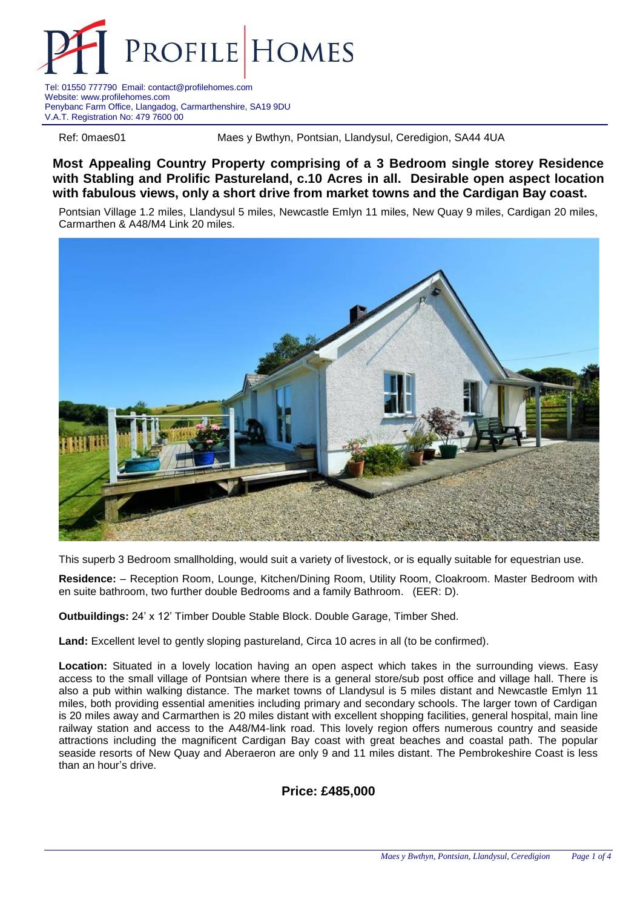# PROFILE HOMES

Tel: 01550 777790 Email: contact@profilehomes.com
Website: www.profilehomes.com
Penybanc Farm Office, Llangadog, Carmarthenshire, SA19 9DU
V.A.T. Registration No: 479 7600 00

Ref: 0maes01 Maes y Bwthyn, Pontsian, Llandysul, Ceredigion, SA44 4UA

## Most Appealing Country Property comprising of a 3 Bedroom single storey Residence with Stabling and Prolific Pastureland, c.10 Acres in all. Desirable open aspect location with fabulous views, only a short drive from market towns and the Cardigan Bay coast.

Pontsian Village 1.2 miles, Llandysul 5 miles, Newcastle Emlyn 11 miles, New Quay 9 miles, Cardigan 20 miles, Carmarthen & A48/M4 Link 20 miles.

This superb 3 Bedroom smallholding, would suit a variety of livestock, or is equally suitable for equestrian use.

**Residence:** – Reception Room, Lounge, Kitchen/Dining Room, Utility Room, Cloakroom. Master Bedroom with en suite bathroom, two further double Bedrooms and a family Bathroom. (EER: D).

**Outbuildings:** 24' x 12' Timber Double Stable Block. Double Garage, Timber Shed.

**Land:** Excellent level to gently sloping pastureland, Circa 10 acres in all (to be confirmed).

**Location:** Situated in a lovely location having an open aspect which takes in the surrounding views. Easy access to the small village of Pontsian where there is a general store/sub post office and village hall. There is also a pub within walking distance. The market towns of Llandysul is 5 miles distant and Newcastle Emlyn 11 miles, both providing essential amenities including primary and secondary schools. The larger town of Cardigan is 20 miles away and Carmarthen is 20 miles distant with excellent shopping facilities, general hospital, main line railway station and access to the A48/M4-link road. This lovely region offers numerous country and seaside attractions including the magnificent Cardigan Bay coast with great beaches and coastal path. The popular seaside resorts of New Quay and Aberaeron are only 9 and 11 miles distant. The Pembrokeshire Coast is less than an hour's drive.

**Price: £485,000**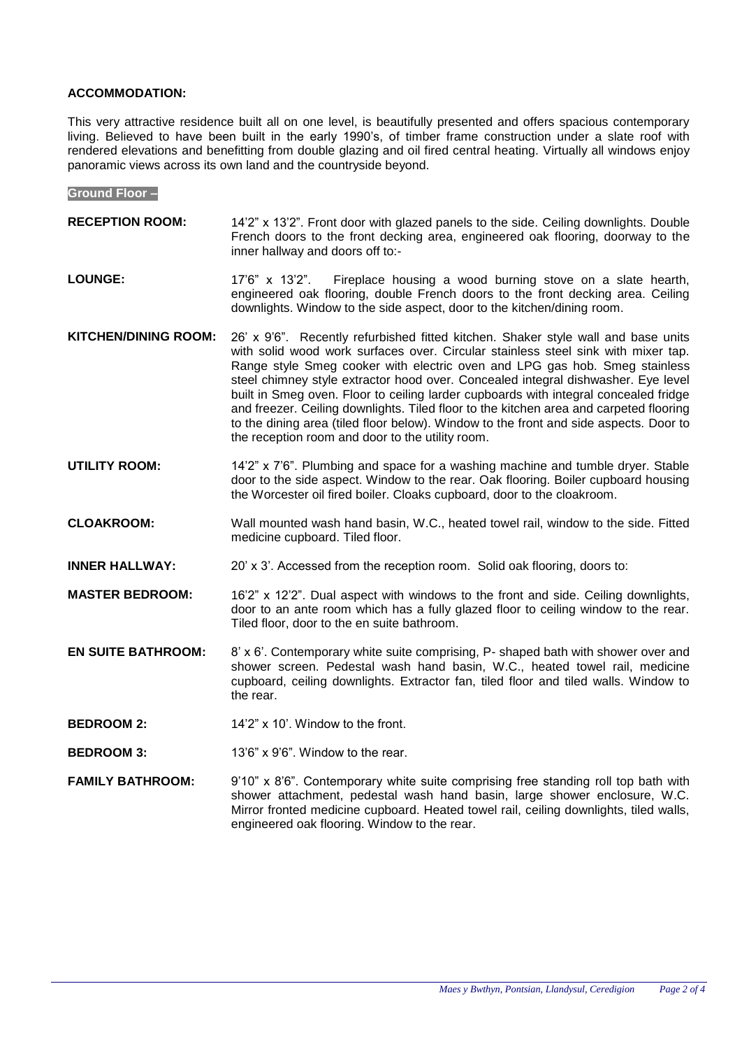**ACCOMMODATION:**

This very attractive residence built all on one level, is beautifully presented and offers spacious contemporary living. Believed to have been built in the early 1990's, of timber frame construction under a slate roof with rendered elevations and benefitting from double glazing and oil fired central heating. Virtually all windows enjoy panoramic views across its own land and the countryside beyond.

**Ground Floor –**

**RECEPTION ROOM:** 14'2" x 13'2". Front door with glazed panels to the side. Ceiling downlights. Double French doors to the front decking area, engineered oak flooring, doorway to the inner hallway and doors off to:-

**LOUNGE:** 17'6" x 13'2". Fireplace housing a wood burning stove on a slate hearth, engineered oak flooring, double French doors to the front decking area. Ceiling downlights. Window to the side aspect, door to the kitchen/dining room.

**KITCHEN/DINING ROOM:** 26' x 9'6". Recently refurbished fitted kitchen. Shaker style wall and base units with solid wood work surfaces over. Circular stainless steel sink with mixer tap. Range style Smeg cooker with electric oven and LPG gas hob. Smeg stainless steel chimney style extractor hood over. Concealed integral dishwasher. Eye level built in Smeg oven. Floor to ceiling larder cupboards with integral concealed fridge and freezer. Ceiling downlights. Tiled floor to the kitchen area and carpeted flooring to the dining area (tiled floor below). Window to the front and side aspects. Door to the reception room and door to the utility room.

**UTILITY ROOM:** 14'2" x 7'6". Plumbing and space for a washing machine and tumble dryer. Stable door to the side aspect. Window to the rear. Oak flooring. Boiler cupboard housing the Worcester oil fired boiler. Cloaks cupboard, door to the cloakroom.

**CLOAKROOM:** Wall mounted wash hand basin, W.C., heated towel rail, window to the side. Fitted medicine cupboard. Tiled floor.

**INNER HALLWAY:** 20' x 3'. Accessed from the reception room. Solid oak flooring, doors to:

**MASTER BEDROOM:** 16'2" x 12'2". Dual aspect with windows to the front and side. Ceiling downlights, door to an ante room which has a fully glazed floor to ceiling window to the rear. Tiled floor, door to the en suite bathroom.

**EN SUITE BATHROOM:** 8' x 6'. Contemporary white suite comprising, P- shaped bath with shower over and shower screen. Pedestal wash hand basin, W.C., heated towel rail, medicine cupboard, ceiling downlights. Extractor fan, tiled floor and tiled walls. Window to the rear.

**BEDROOM 2:** 14'2" x 10'. Window to the front.

**BEDROOM 3:** 13'6" x 9'6". Window to the rear.

**FAMILY BATHROOM:** 9'10" x 8'6". Contemporary white suite comprising free standing roll top bath with shower attachment, pedestal wash hand basin, large shower enclosure, W.C. Mirror fronted medicine cupboard. Heated towel rail, ceiling downlights, tiled walls, engineered oak flooring. Window to the rear.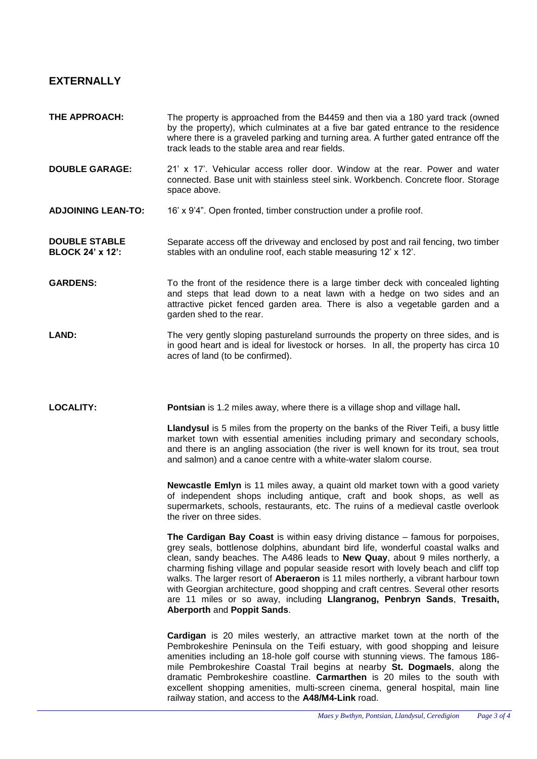## EXTERNALLY

**THE APPROACH:** The property is approached from the B4459 and then via a 180 yard track (owned by the property), which culminates at a five bar gated entrance to the residence where there is a graveled parking and turning area. A further gated entrance off the track leads to the stable area and rear fields.

**DOUBLE GARAGE:** 21' x 17'. Vehicular access roller door. Window at the rear. Power and water connected. Base unit with stainless steel sink. Workbench. Concrete floor. Storage space above.

**ADJOINING LEAN-TO:** 16' x 9'4". Open fronted, timber construction under a profile roof.

**DOUBLE STABLE BLOCK 24' x 12':** Separate access off the driveway and enclosed by post and rail fencing, two timber stables with an onduline roof, each stable measuring 12' x 12'.

**GARDENS:** To the front of the residence there is a large timber deck with concealed lighting and steps that lead down to a neat lawn with a hedge on two sides and an attractive picket fenced garden area. There is also a vegetable garden and a garden shed to the rear.

**LAND:** The very gently sloping pastureland surrounds the property on three sides, and is in good heart and is ideal for livestock or horses. In all, the property has circa 10 acres of land (to be confirmed).

**LOCALITY:** **Pontsian** is 1.2 miles away, where there is a village shop and village hall**.**

**Llandysul** is 5 miles from the property on the banks of the River Teifi, a busy little market town with essential amenities including primary and secondary schools, and there is an angling association (the river is well known for its trout, sea trout and salmon) and a canoe centre with a white-water slalom course.

**Newcastle Emlyn** is 11 miles away, a quaint old market town with a good variety of independent shops including antique, craft and book shops, as well as supermarkets, schools, restaurants, etc. The ruins of a medieval castle overlook the river on three sides.

**The Cardigan Bay Coast** is within easy driving distance – famous for porpoises, grey seals, bottlenose dolphins, abundant bird life, wonderful coastal walks and clean, sandy beaches. The A486 leads to **New Quay**, about 9 miles northerly, a charming fishing village and popular seaside resort with lovely beach and cliff top walks. The larger resort of **Aberaeron** is 11 miles northerly, a vibrant harbour town with Georgian architecture, good shopping and craft centres. Several other resorts are 11 miles or so away, including **Llangranog, Penbryn Sands**, **Tresaith, Aberporth** and **Poppit Sands**.

**Cardigan** is 20 miles westerly, an attractive market town at the north of the Pembrokeshire Peninsula on the Teifi estuary, with good shopping and leisure amenities including an 18-hole golf course with stunning views. The famous 186-mile Pembrokeshire Coastal Trail begins at nearby **St. Dogmaels**, along the dramatic Pembrokeshire coastline. **Carmarthen** is 20 miles to the south with excellent shopping amenities, multi-screen cinema, general hospital, main line railway station, and access to the **A48/M4-Link** road.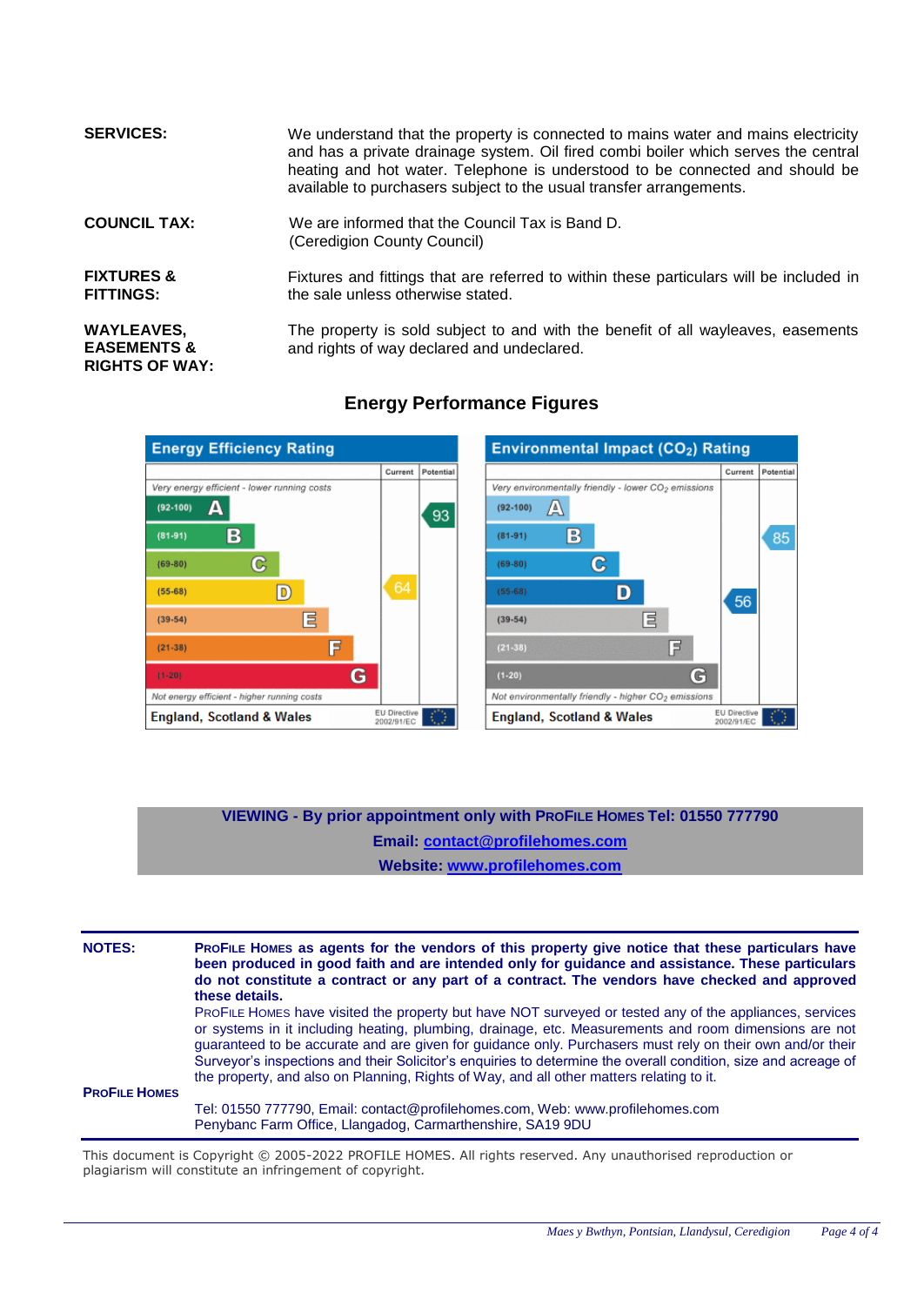**SERVICES:** We understand that the property is connected to mains water and mains electricity and has a private drainage system. Oil fired combi boiler which serves the central heating and hot water. Telephone is understood to be connected and should be available to purchasers subject to the usual transfer arrangements.

**COUNCIL TAX:** We are informed that the Council Tax is Band D. (Ceredigion County Council)

**FIXTURES & FITTINGS:** Fixtures and fittings that are referred to within these particulars will be included in the sale unless otherwise stated.

**WAYLEAVES, EASEMENTS & RIGHTS OF WAY:** The property is sold subject to and with the benefit of all wayleaves, easements and rights of way declared and undeclared.

## Energy Performance Figures

Energy Efficiency Rating

Current | Potential

Very energy efficient - lower running costs

(92-100) A

(81-91) B

(69-80) C

(55-68) D

(39-54) E

(21-38) F

(1-20) G

Not energy efficient - higher running costs

64

93

England, Scotland & Wales

EU Directive 2002/91/EC

Environmental Impact ($CO_2$) Rating

Current | Potential

Very environmentally friendly - lower $CO_2$ emissions

(92-100) A

(81-91) B

(69-80) C

(55-68) D

(39-54) E

(21-38) F

(1-20) G

Not environmentally friendly - higher $CO_2$ emissions

56

85

England, Scotland & Wales

EU Directive 2002/91/EC

**VIEWING - By prior appointment only with PROFILE HOMES Tel: 01550 777790**

**Email: contact@profilehomes.com**

**Website: www.profilehomes.com**

**NOTES:** **PROFILE HOMES as agents for the vendors of this property give notice that these particulars have been produced in good faith and are intended only for guidance and assistance. These particulars do not constitute a contract or any part of a contract. The vendors have checked and approved these details.**

PROFILE HOMES have visited the property but have NOT surveyed or tested any of the appliances, services or systems in it including heating, plumbing, drainage, etc. Measurements and room dimensions are not guaranteed to be accurate and are given for guidance only. Purchasers must rely on their own and/or their Surveyor's inspections and their Solicitor's enquiries to determine the overall condition, size and acreage of the property, and also on Planning, Rights of Way, and all other matters relating to it.

**PROFILE HOMES**

Tel: 01550 777790, Email: contact@profilehomes.com, Web: www.profilehomes.com
Penybanc Farm Office, Llangadog, Carmarthenshire, SA19 9DU

This document is Copyright © 2005-2022 PROFILE HOMES. All rights reserved. Any unauthorised reproduction or plagiarism will constitute an infringement of copyright.